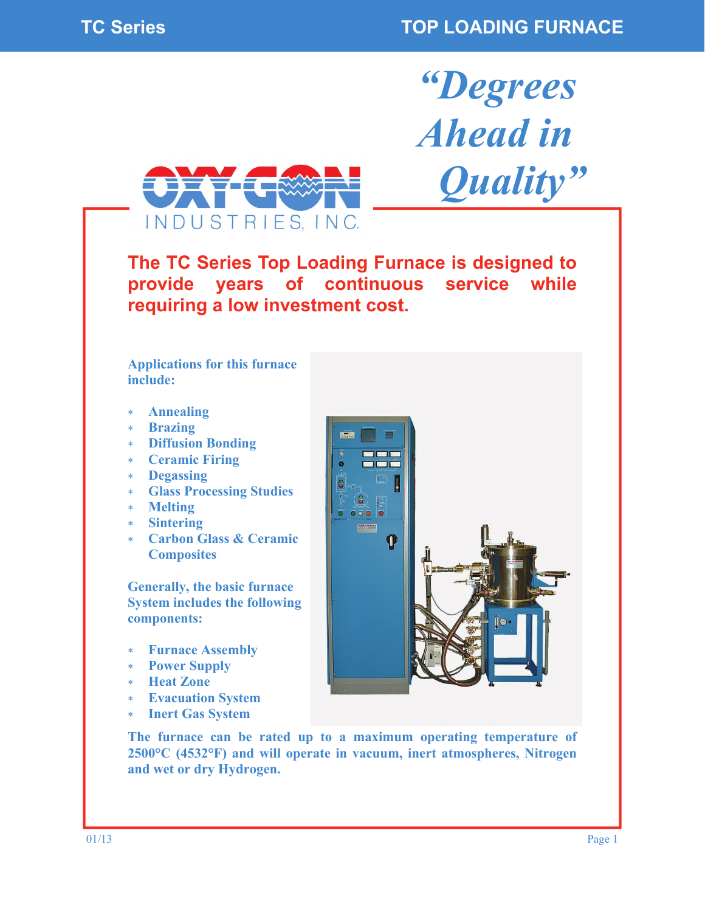# TC Series — TOP LOADING FURNACE

*"Degrees Ahead in Quality"*

OXY-GON INDUSTRIES, INC.

## The TC Series Top Loading Furnace is designed to provide years of continuous service while requiring a low investment cost.

Applications for this furnace include:

* Annealing
* Brazing
* Diffusion Bonding
* Ceramic Firing
* Degassing
* Glass Processing Studies
* Melting
* Sintering
* Carbon Glass & Ceramic Composites

Generally, the basic furnace System includes the following components:

* Furnace Assembly
* Power Supply
* Heat Zone
* Evacuation System
* Inert Gas System

The furnace can be rated up to a maximum operating temperature of 2500°C (4532°F) and will operate in vacuum, inert atmospheres, Nitrogen and wet or dry Hydrogen.

01/13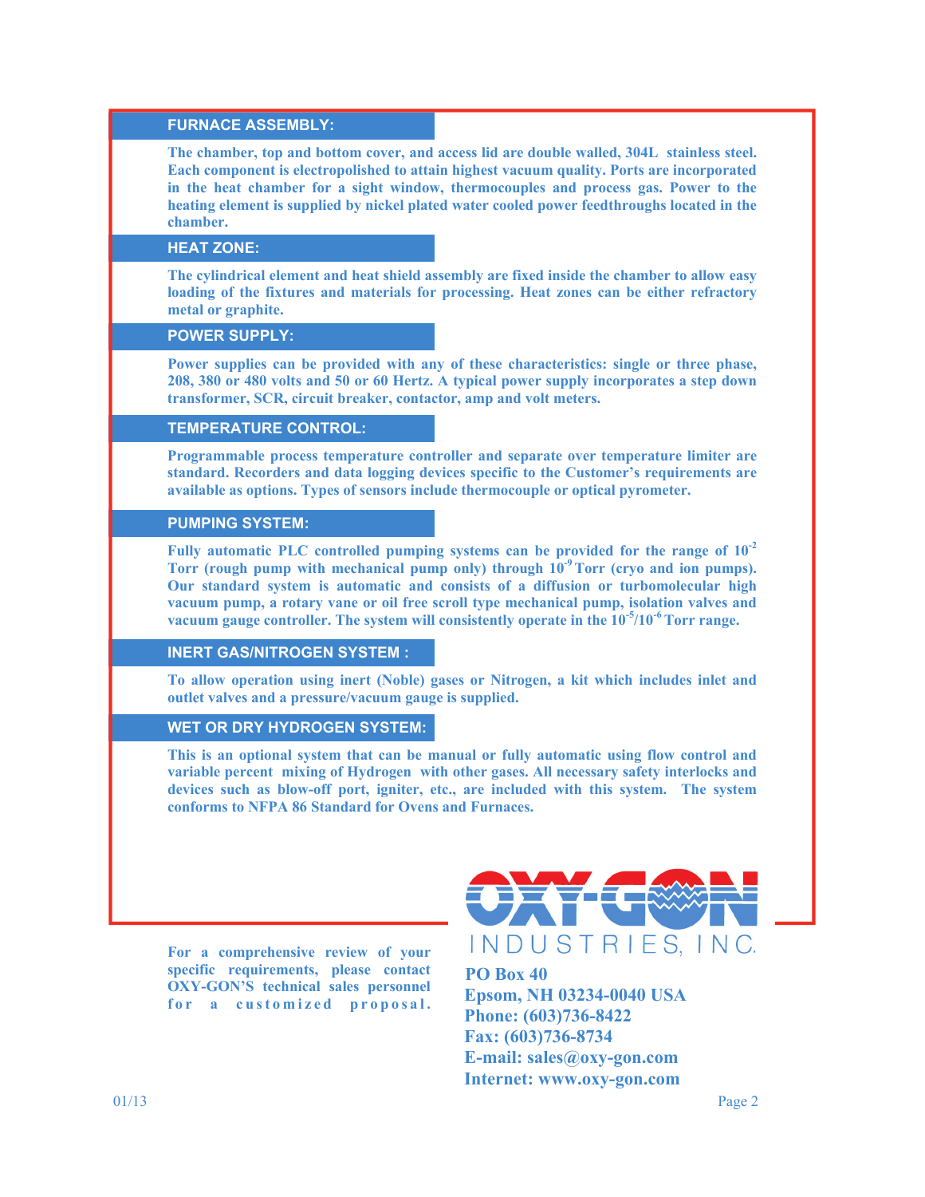## FURNACE ASSEMBLY:

**The chamber, top and bottom cover, and access lid are double walled, 304L stainless steel. Each component is electropolished to attain highest vacuum quality. Ports are incorporated in the heat chamber for a sight window, thermocouples and process gas. Power to the heating element is supplied by nickel plated water cooled power feedthroughs located in the chamber.**

## HEAT ZONE:

**The cylindrical element and heat shield assembly are fixed inside the chamber to allow easy loading of the fixtures and materials for processing. Heat zones can be either refractory metal or graphite.**

## POWER SUPPLY:

**Power supplies can be provided with any of these characteristics: single or three phase, 208, 380 or 480 volts and 50 or 60 Hertz. A typical power supply incorporates a step down transformer, SCR, circuit breaker, contactor, amp and volt meters.**

## TEMPERATURE CONTROL:

**Programmable process temperature controller and separate over temperature limiter are standard. Recorders and data logging devices specific to the Customer's requirements are available as options. Types of sensors include thermocouple or optical pyrometer.**

## PUMPING SYSTEM:

**Fully automatic PLC controlled pumping systems can be provided for the range of $10^{-2}$ Torr (rough pump with mechanical pump only) through $10^{-9}$ Torr (cryo and ion pumps). Our standard system is automatic and consists of a diffusion or turbomolecular high vacuum pump, a rotary vane or oil free scroll type mechanical pump, isolation valves and vacuum gauge controller. The system will consistently operate in the $10^{-5}/10^{-6}$ Torr range.**

## INERT GAS/NITROGEN SYSTEM :

**To allow operation using inert (Noble) gases or Nitrogen, a kit which includes inlet and outlet valves and a pressure/vacuum gauge is supplied.**

## WET OR DRY HYDROGEN SYSTEM:

**This is an optional system that can be manual or fully automatic using flow control and variable percent mixing of Hydrogen with other gases. All necessary safety interlocks and devices such as blow-off port, igniter, etc., are included with this system. The system conforms to NFPA 86 Standard for Ovens and Furnaces.**

**For a comprehensive review of your specific requirements, please contact OXY-GON'S technical sales personnel for a customized proposal.**

OXY-GON INDUSTRIES, INC.

**PO Box 40**
**Epsom, NH 03234-0040 USA**
**Phone: (603)736-8422**
**Fax: (603)736-8734**
**E-mail: sales@oxy-gon.com**
**Internet: www.oxy-gon.com**

01/13